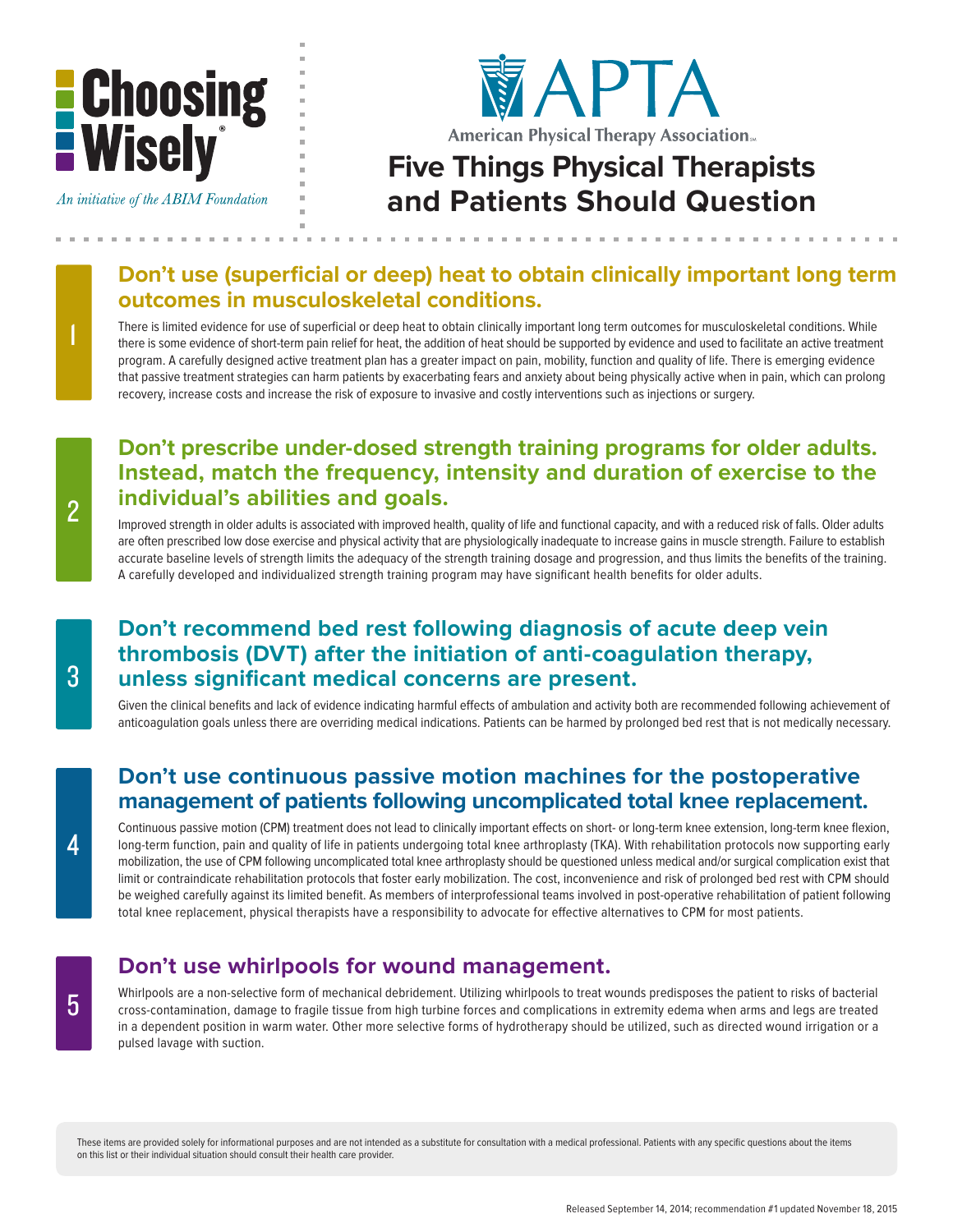Choosing Wisely®

*An initiative of the ABIM Foundation*

APTA

American Physical Therapy Association

# Five Things Physical Therapists and Patients Should Question

## 1 Don't use (superficial or deep) heat to obtain clinically important long term outcomes in musculoskeletal conditions.

There is limited evidence for use of superficial or deep heat to obtain clinically important long term outcomes for musculoskeletal conditions. While there is some evidence of short-term pain relief for heat, the addition of heat should be supported by evidence and used to facilitate an active treatment program. A carefully designed active treatment plan has a greater impact on pain, mobility, function and quality of life. There is emerging evidence that passive treatment strategies can harm patients by exacerbating fears and anxiety about being physically active when in pain, which can prolong recovery, increase costs and increase the risk of exposure to invasive and costly interventions such as injections or surgery.

## 2 Don't prescribe under-dosed strength training programs for older adults. Instead, match the frequency, intensity and duration of exercise to the individual's abilities and goals.

Improved strength in older adults is associated with improved health, quality of life and functional capacity, and with a reduced risk of falls. Older adults are often prescribed low dose exercise and physical activity that are physiologically inadequate to increase gains in muscle strength. Failure to establish accurate baseline levels of strength limits the adequacy of the strength training dosage and progression, and thus limits the benefits of the training. A carefully developed and individualized strength training program may have significant health benefits for older adults.

## 3 Don't recommend bed rest following diagnosis of acute deep vein thrombosis (DVT) after the initiation of anti-coagulation therapy, unless significant medical concerns are present.

Given the clinical benefits and lack of evidence indicating harmful effects of ambulation and activity both are recommended following achievement of anticoagulation goals unless there are overriding medical indications. Patients can be harmed by prolonged bed rest that is not medically necessary.

## 4 Don't use continuous passive motion machines for the postoperative management of patients following uncomplicated total knee replacement.

Continuous passive motion (CPM) treatment does not lead to clinically important effects on short- or long-term knee extension, long-term knee flexion, long-term function, pain and quality of life in patients undergoing total knee arthroplasty (TKA). With rehabilitation protocols now supporting early mobilization, the use of CPM following uncomplicated total knee arthroplasty should be questioned unless medical and/or surgical complication exist that limit or contraindicate rehabilitation protocols that foster early mobilization. The cost, inconvenience and risk of prolonged bed rest with CPM should be weighed carefully against its limited benefit. As members of interprofessional teams involved in post-operative rehabilitation of patient following total knee replacement, physical therapists have a responsibility to advocate for effective alternatives to CPM for most patients.

## 5 Don't use whirlpools for wound management.

Whirlpools are a non-selective form of mechanical debridement. Utilizing whirlpools to treat wounds predisposes the patient to risks of bacterial cross-contamination, damage to fragile tissue from high turbine forces and complications in extremity edema when arms and legs are treated in a dependent position in warm water. Other more selective forms of hydrotherapy should be utilized, such as directed wound irrigation or a pulsed lavage with suction.

These items are provided solely for informational purposes and are not intended as a substitute for consultation with a medical professional. Patients with any specific questions about the items on this list or their individual situation should consult their health care provider.

Released September 14, 2014; recommendation #1 updated November 18, 2015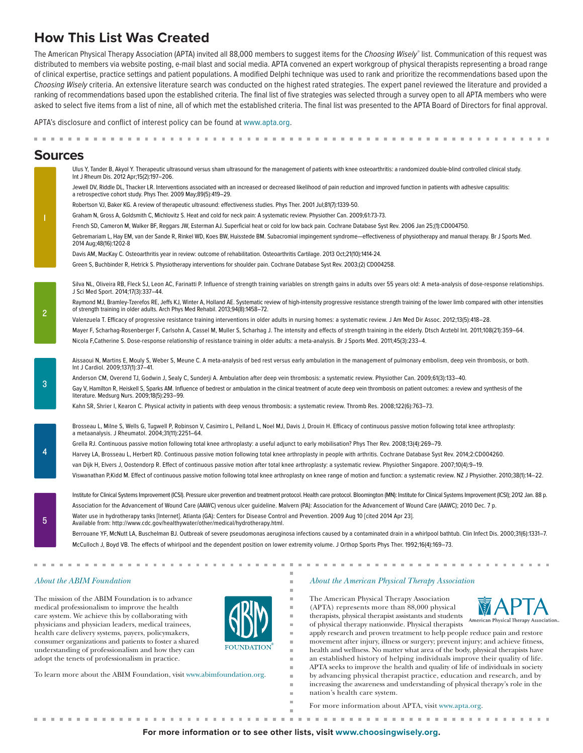## How This List Was Created

The American Physical Therapy Association (APTA) invited all 88,000 members to suggest items for the *Choosing Wisely*® list. Communication of this request was distributed to members via website posting, e-mail blast and social media. APTA convened an expert workgroup of physical therapists representing a broad range of clinical expertise, practice settings and patient populations. A modified Delphi technique was used to rank and prioritize the recommendations based upon the *Choosing Wisely* criteria. An extensive literature search was conducted on the highest rated strategies. The expert panel reviewed the literature and provided a ranking of recommendations based upon the established criteria. The final list of five strategies was selected through a survey open to all APTA members who were asked to select five items from a list of nine, all of which met the established criteria. The final list was presented to the APTA Board of Directors for final approval.

APTA's disclosure and conflict of interest policy can be found at www.apta.org.

## Sources

**1**

Ulus Y, Tander B, Akyol Y. Therapeutic ultrasound versus sham ultrasound for the management of patients with knee osteoarthritis: a randomized double-blind controlled clinical study. Int J Rheum Dis. 2012 Apr;15(2):197–206.

Jewell DV, Riddle DL, Thacker LR. Interventions associated with an increased or decreased likelihood of pain reduction and improved function in patients with adhesive capsulitis: a retrospective cohort study. Phys Ther. 2009 May;89(5):419–29.

Robertson VJ, Baker KG. A review of therapeutic ultrasound: effectiveness studies. Phys Ther. 2001 Jul;81(7):1339-50.

Graham N, Gross A, Goldsmith C, Michlovitz S. Heat and cold for neck pain: A systematic review. Physiother Can. 2009;61:73-73.

French SD, Cameron M, Walker BF, Reggars JW, Esterman AJ. Superficial heat or cold for low back pain. Cochrane Database Syst Rev. 2006 Jan 25;(1):CD004750.

Gebremariam L, Hay EM, van der Sande R, Rinkel WD, Koes BW, Huisstede BM. Subacromial impingement syndrome—effectiveness of physiotherapy and manual therapy. Br J Sports Med. 2014 Aug;48(16):1202-8

Davis AM, MacKay C. Osteoarthritis year in review: outcome of rehabilitation. Osteoarthritis Cartilage. 2013 Oct;21(10):1414-24.

Green S, Buchbinder R, Hetrick S. Physiotherapy interventions for shoulder pain. Cochrane Database Syst Rev. 2003;(2) CD004258.

**2**

Silva NL, Oliveira RB, Fleck SJ, Leon AC, Farinatti P. Influence of strength training variables on strength gains in adults over 55 years old: A meta-analysis of dose-response relationships. J Sci Med Sport. 2014;17(3):337–44.

Raymond MJ, Bramley-Tzerefos RE, Jeffs KJ, Winter A, Holland AE. Systematic review of high-intensity progressive resistance strength training of the lower limb compared with other intensities of strength training in older adults. Arch Phys Med Rehabil. 2013;94(8):1458–72.

Valenzuela T. Efficacy of progressive resistance training interventions in older adults in nursing homes: a systematic review. J Am Med Dir Assoc. 2012;13(5):418–28.

Mayer F, Scharhag-Rosenberger F, Carlsohn A, Cassel M, Muller S, Scharhag J. The intensity and effects of strength training in the elderly. Dtsch Arztebl Int. 2011;108(21):359–64.

Nicola F,Catherine S. Dose-response relationship of resistance training in older adults: a meta-analysis. Br J Sports Med. 2011;45(3):233–4.

**3**

Aissaoui N, Martins E, Mouly S, Weber S, Meune C. A meta-analysis of bed rest versus early ambulation in the management of pulmonary embolism, deep vein thrombosis, or both. Int J Cardiol. 2009;137(1):37–41.

Anderson CM, Overend TJ, Godwin J, Sealy C, Sunderji A. Ambulation after deep vein thrombosis: a systematic review. Physiother Can. 2009;61(3):133–40.

Gay V, Hamilton R, Heiskell S, Sparks AM. Influence of bedrest or ambulation in the clinical treatment of acute deep vein thrombosis on patient outcomes: a review and synthesis of the literature. Medsurg Nurs. 2009;18(5):293–99.

Kahn SR, Shrier I, Kearon C. Physical activity in patients with deep venous thrombosis: a systematic review. Thromb Res. 2008;122(6):763–73.

**4**

Brosseau L, Milne S, Wells G, Tugwell P, Robinson V, Casimiro L, Pelland L, Noel MJ, Davis J, Drouin H. Efficacy of continuous passive motion following total knee arthroplasty: a metaanalysis. J Rheumatol. 2004;31(11):2251–64.

Grella RJ. Continuous passive motion following total knee arthroplasty: a useful adjunct to early mobilisation? Phys Ther Rev. 2008;13(4):269–79.

Harvey LA, Brosseau L, Herbert RD. Continuous passive motion following total knee arthroplasty in people with arthritis. Cochrane Database Syst Rev. 2014;2:CD004260.

van Dijk H, Elvers J, Oostendorp R. Effect of continuous passive motion after total knee arthroplasty: a systematic review. Physiother Singapore. 2007;10(4):9–19.

Viswanathan P,Kidd M. Effect of continuous passive motion following total knee arthroplasty on knee range of motion and function: a systematic review. NZ J Physiother. 2010;38(1):14–22.

**5**

Institute for Clinical Systems Improvement (ICSI). Pressure ulcer prevention and treatment protocol. Health care protocol. Bloomington (MN): Institute for Clinical Systems Improvement (ICSI); 2012 Jan. 88 p.

Association for the Advancement of Wound Care (AAWC) venous ulcer guideline. Malvern (PA): Association for the Advancement of Wound Care (AAWC); 2010 Dec. 7 p.

Water use in hydrotherapy tanks [Internet]. Atlanta (GA): Centers for Disease Control and Prevention. 2009 Aug 10 [cited 2014 Apr 23]. Available from: http://www.cdc.gov/healthywater/other/medical/hydrotherapy.html.

Berrouane YF, McNutt LA, Buschelman BJ. Outbreak of severe pseudomonas aeruginosa infections caused by a contaminated drain in a whirlpool bathtub. Clin Infect Dis. 2000;31(6):1331–7.

McCulloch J, Boyd VB. The effects of whirlpool and the dependent position on lower extremity volume. J Orthop Sports Phys Ther. 1992;16(4):169–73.

### *About the ABIM Foundation*

The mission of the ABIM Foundation is to advance medical professionalism to improve the health care system. We achieve this by collaborating with physicians and physician leaders, medical trainees, health care delivery systems, payers, policymakers, consumer organizations and patients to foster a shared understanding of professionalism and how they can adopt the tenets of professionalism in practice.

To learn more about the ABIM Foundation, visit www.abimfoundation.org.

### *About the American Physical Therapy Association*

The American Physical Therapy Association (APTA) represents more than 88,000 physical therapists, physical therapist assistants and students of physical therapy nationwide. Physical therapists apply research and proven treatment to help people reduce pain and restore movement after injury, illness or surgery; prevent injury; and achieve fitness, health and wellness. No matter what area of the body, physical therapists have an established history of helping individuals improve their quality of life. APTA seeks to improve the health and quality of life of individuals in society by advancing physical therapist practice, education and research, and by increasing the awareness and understanding of physical therapy's role in the nation's health care system.

For more information about APTA, visit www.apta.org.

**For more information or to see other lists, visit www.choosingwisely.org.**